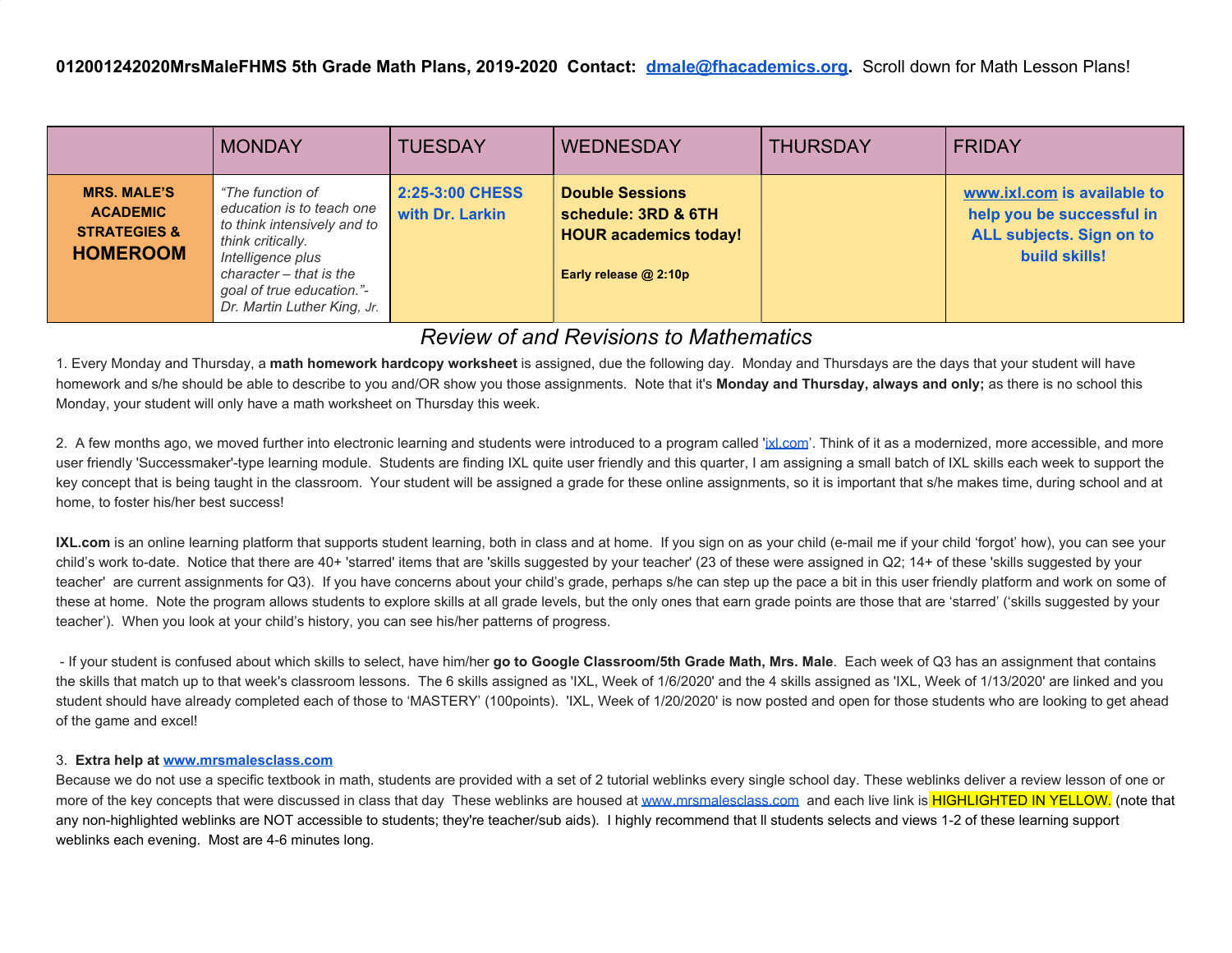**012001242020MrsMaleFHMS 5th Grade Math Plans, 2019-2020 Contact: [dmale@fhacademics.org](mailto:dmale@fhacademics.org).** Scroll down for Math Lesson Plans!

| | MONDAY | TUESDAY | WEDNESDAY | THURSDAY | FRIDAY |
|---|---|---|---|---|---|
| **MRS. MALE'S ACADEMIC STRATEGIES & HOMEROOM** | *"The function of education is to teach one to think intensively and to think critically. Intelligence plus character – that is the goal of true education."- Dr. Martin Luther King, Jr.* | **2:25-3:00 CHESS with Dr. Larkin** | **Double Sessions schedule: 3RD & 6TH HOUR academics today!** <br><br> **Early release @ 2:10p** | | **www.ixl.com is available to help you be successful in ALL subjects. Sign on to build skills!** |

## *Review of and Revisions to Mathematics*

1. Every Monday and Thursday, a **math homework hardcopy worksheet** is assigned, due the following day. Monday and Thursdays are the days that your student will have homework and s/he should be able to describe to you and/OR show you those assignments. Note that it's **Monday and Thursday, always and only;** as there is no school this Monday, your student will only have a math worksheet on Thursday this week.

2. A few months ago, we moved further into electronic learning and students were introduced to a program called 'ixl.com'. Think of it as a modernized, more accessible, and more user friendly 'Successmaker'-type learning module. Students are finding IXL quite user friendly and this quarter, I am assigning a small batch of IXL skills each week to support the key concept that is being taught in the classroom. Your student will be assigned a grade for these online assignments, so it is important that s/he makes time, during school and at home, to foster his/her best success!

**IXL.com** is an online learning platform that supports student learning, both in class and at home. If you sign on as your child (e-mail me if your child 'forgot' how), you can see your child's work to-date. Notice that there are 40+ 'starred' items that are 'skills suggested by your teacher' (23 of these were assigned in Q2; 14+ of these 'skills suggested by your teacher' are current assignments for Q3). If you have concerns about your child's grade, perhaps s/he can step up the pace a bit in this user friendly platform and work on some of these at home. Note the program allows students to explore skills at all grade levels, but the only ones that earn grade points are those that are 'starred' ('skills suggested by your teacher'). When you look at your child's history, you can see his/her patterns of progress.

- If your student is confused about which skills to select, have him/her **go to Google Classroom/5th Grade Math, Mrs. Male**. Each week of Q3 has an assignment that contains the skills that match up to that week's classroom lessons. The 6 skills assigned as 'IXL, Week of 1/6/2020' and the 4 skills assigned as 'IXL, Week of 1/13/2020' are linked and you student should have already completed each of those to 'MASTERY' (100points). 'IXL, Week of 1/20/2020' is now posted and open for those students who are looking to get ahead of the game and excel!

3. **Extra help at www.mrsmalesclass.com**

Because we do not use a specific textbook in math, students are provided with a set of 2 tutorial weblinks every single school day. These weblinks deliver a review lesson of one or more of the key concepts that were discussed in class that day These weblinks are housed at www.mrsmalesclass.com and each live link is HIGHLIGHTED IN YELLOW. (note that any non-highlighted weblinks are NOT accessible to students; they're teacher/sub aids). I highly recommend that ll students selects and views 1-2 of these learning support weblinks each evening. Most are 4-6 minutes long.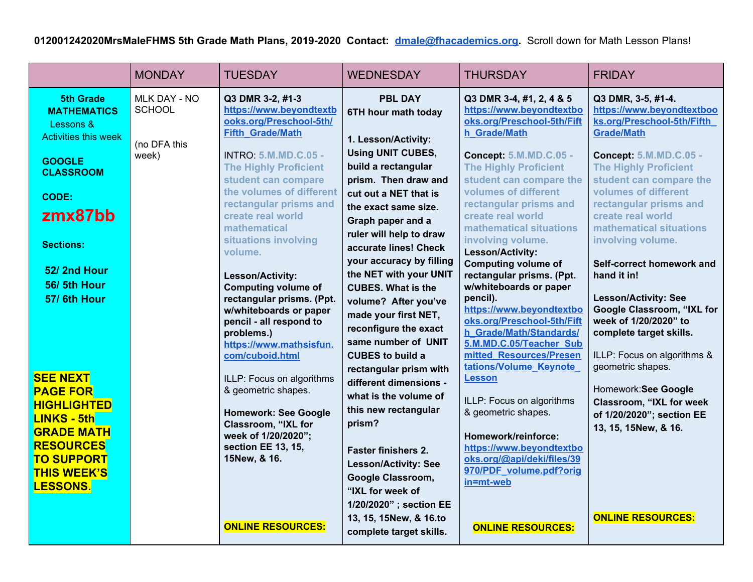**012001242020MrsMaleFHMS 5th Grade Math Plans, 2019-2020 Contact: [dmale@fhacademics.org](mailto:dmale@fhacademics.org). Scroll down for Math Lesson Plans!**

| | MONDAY | TUESDAY | WEDNESDAY | THURSDAY | FRIDAY |
|---|---|---|---|---|---|
| **5th Grade MATHEMATICS** Lessons & Activities this week<br><br>**GOOGLE CLASSROOM**<br><br>**CODE:**<br>**zmx87bb**<br><br>**Sections:**<br><br>**52/ 2nd Hour**<br>**56/ 5th Hour**<br>**57/ 6th Hour**<br><br>**SEE NEXT PAGE FOR HIGHLIGHTED LINKS - 5th GRADE MATH RESOURCES TO SUPPORT THIS WEEK'S LESSONS.** | MLK DAY - NO SCHOOL<br><br>(no DFA this week) | **Q3 DMR 3-2, #1-3**<br>**https://www.beyondtextbooks.org/Preschool-5th/Fifth_Grade/Math**<br><br>INTRO: **5.M.MD.C.05 - The Highly Proficient student can compare the volumes of different rectangular prisms and create real world mathematical situations involving volume.**<br><br>**Lesson/Activity: Computing volume of rectangular prisms. (Ppt. w/whiteboards or paper pencil - all respond to problems.)**<br>**https://www.mathsisfun.com/cuboid.html**<br><br>ILLP: Focus on algorithms & geometric shapes.<br><br>**Homework: See Google Classroom, "IXL for week of 1/20/2020"; section EE 13, 15, 15New, & 16.**<br><br>**ONLINE RESOURCES:** | **PBL DAY**<br>**6TH hour math today**<br><br>**1. Lesson/Activity: Using UNIT CUBES, build a rectangular prism. Then draw and cut out a NET that is the exact same size. Graph paper and a ruler will help to draw accurate lines! Check your accuracy by filling the NET with your UNIT CUBES. What is the volume? After you've made your first NET, reconfigure the exact same number of UNIT CUBES to build a rectangular prism with different dimensions - what is the volume of this new rectangular prism?**<br><br>**Faster finishers 2. Lesson/Activity: See Google Classroom, "IXL for week of 1/20/2020" ; section EE 13, 15, 15New, & 16.to complete target skills.** | **Q3 DMR 3-4, #1, 2, 4 & 5**<br>**https://www.beyondtextbooks.org/Preschool-5th/Fifth_Grade/Math**<br><br>**Concept: 5.M.MD.C.05 - The Highly Proficient student can compare the volumes of different rectangular prisms and create real world mathematical situations involving volume.**<br>**Lesson/Activity: Computing volume of rectangular prisms. (Ppt. w/whiteboards or paper pencil).**<br>**https://www.beyondtextbooks.org/Preschool-5th/Fifth_Grade/Math/Standards/5.M.MD.C.05/Teacher_Submitted_Resources/Presentations/Volume_Keynote_Lesson**<br><br>ILLP: Focus on algorithms & geometric shapes.<br><br>**Homework/reinforce:**<br>**https://www.beyondtextbooks.org/@api/deki/files/39970/PDF_volume.pdf?origin=mt-web**<br><br>**ONLINE RESOURCES:** | **Q3 DMR, 3-5, #1-4.**<br>**https://www.beyondtextbooks.org/Preschool-5th/Fifth_Grade/Math**<br><br>**Concept: 5.M.MD.C.05 - The Highly Proficient student can compare the volumes of different rectangular prisms and create real world mathematical situations involving volume.**<br><br>**Self-correct homework and hand it in!**<br><br>**Lesson/Activity: See Google Classroom, "IXL for week of 1/20/2020" to complete target skills.**<br><br>ILLP: Focus on algorithms & geometric shapes.<br><br>Homework:**See Google Classroom, "IXL for week of 1/20/2020"; section EE 13, 15, 15New, & 16.**<br><br>**ONLINE RESOURCES:** |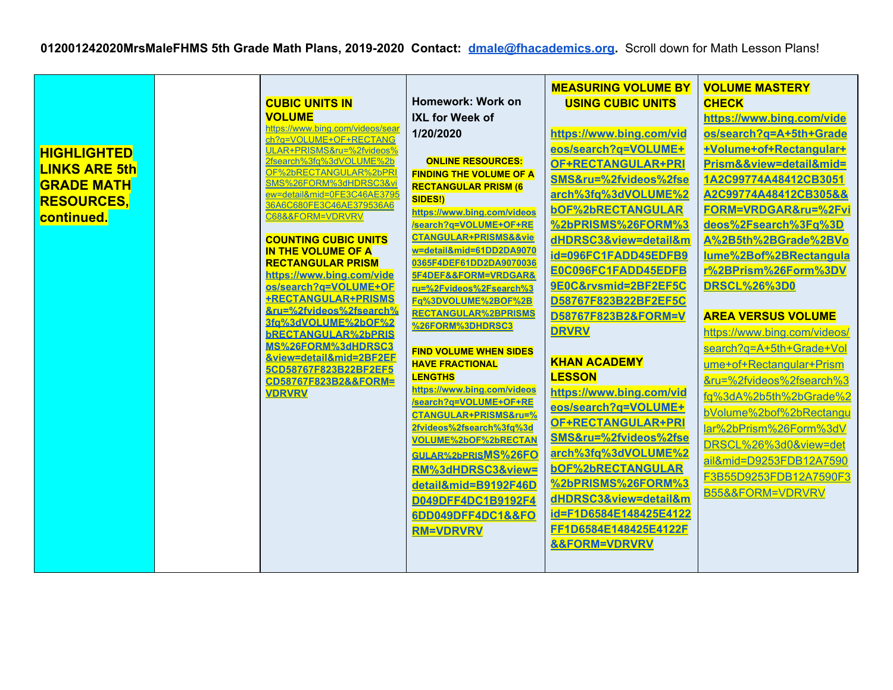**012001242020MrsMaleFHMS 5th Grade Math Plans, 2019-2020 Contact: dmale@fhacademics.org.** Scroll down for Math Lesson Plans!

| | | | | | |
|---|---|---|---|---|---|
| **HIGHLIGHTED LINKS ARE 5th GRADE MATH RESOURCES, continued.** | | **CUBIC UNITS IN VOLUME** https://www.bing.com/videos/search?q=VOLUME+OF+RECTANGULAR+PRISMS&ru=%2fvideos%2fsearch%3fq%3dVOLUME%2bOF%2bRECTANGULAR%2bPRISMS%26FORM%3dHDRSC3&view=detail&mid=0FE3C46AE379536A6C680FE3C46AE379536A6C68&&FORM=VDRVRV<br><br>**COUNTING CUBIC UNITS IN THE VOLUME OF A RECTANGULAR PRISM** **https://www.bing.com/videos/search?q=VOLUME+OF+RECTANGULAR+PRISMS&ru=%2fvideos%2fsearch%3fq%3dVOLUME%2bOF%2bRECTANGULAR%2bPRISMS%26FORM%3dHDRSC3&view=detail&mid=2BF2EF5CD58767F823B22BF2EF5CD58767F823B2&&FORM=VDRVRV** | **Homework: Work on IXL for Week of 1/20/2020**<br><br>**ONLINE RESOURCES: FINDING THE VOLUME OF A RECTANGULAR PRISM (6 SIDES!)** **https://www.bing.com/videos/search?q=VOLUME+OF+RECTANGULAR+PRISMS&&view=detail&mid=61DD2DA90700365F4DEF61DD2DA90700365F4DEF&&FORM=VRDGAR&ru=%2Fvideos%2Fsearch%3Fq%3DVOLUME%2BOF%2BRECTANGULAR%2BPRISMS%26FORM%3DHDRSC3**<br><br>**FIND VOLUME WHEN SIDES HAVE FRACTIONAL LENGTHS** **https://www.bing.com/videos/search?q=VOLUME+OF+RECTANGULAR+PRISMS&ru=%2fvideos%2fsearch%3fq%3dVOLUME%2bOF%2bRECTANGULAR%2bPRISMS%26FORM%3dHDRSC3&view=detail&mid=B9192F46DD049DFF4DC1B9192F46DD049DFF4DC1&&FORM=VDRVRV** | **MEASURING VOLUME BY USING CUBIC UNITS**<br><br>**https://www.bing.com/videos/search?q=VOLUME+OF+RECTANGULAR+PRISMS&ru=%2fvideos%2fsearch%3fq%3dVOLUME%2bOF%2bRECTANGULAR%2bPRISMS%26FORM%3dHDRSC3&view=detail&mid=096FC1FADD45EDFB9E0C096FC1FADD45EDFB9E0C&rvsmid=2BF2EF5CD58767F823B22BF2EF5CD58767F823B2&FORM=VDRVRV**<br><br>**KHAN ACADEMY LESSON** **https://www.bing.com/videos/search?q=VOLUME+OF+RECTANGULAR+PRISMS&ru=%2fvideos%2fsearch%3fq%3dVOLUME%2bOF%2bRECTANGULAR%2bPRISMS%26FORM%3dHDRSC3&view=detail&mid=F1D6584E148425E4122FF1D6584E148425E4122F&&FORM=VDRVRV** | **VOLUME MASTERY CHECK** **https://www.bing.com/videos/search?q=A+5th+Grade+Volume+of+Rectangular+Prism&&view=detail&mid=1A2C99774A48412CB3051A2C99774A48412CB305&&FORM=VRDGAR&ru=%2Fvideos%2Fsearch%3Fq%3DA%2B5th%2BGrade%2BVolume%2Bof%2BRectangular%2BPrism%26Form%3DVDRSCL%26%3D0**<br><br>**AREA VERSUS VOLUME** https://www.bing.com/videos/search?q=A+5th+Grade+Volume+of+Rectangular+Prism&ru=%2fvideos%2fsearch%3fq%3dA%2b5th%2bGrade%2bVolume%2bof%2bRectangular%2bPrism%26Form%3dVDRSCL%26%3d0&view=detail&mid=D9253FDB12A7590F3B55D9253FDB12A7590F3B55&&FORM=VDRVRV |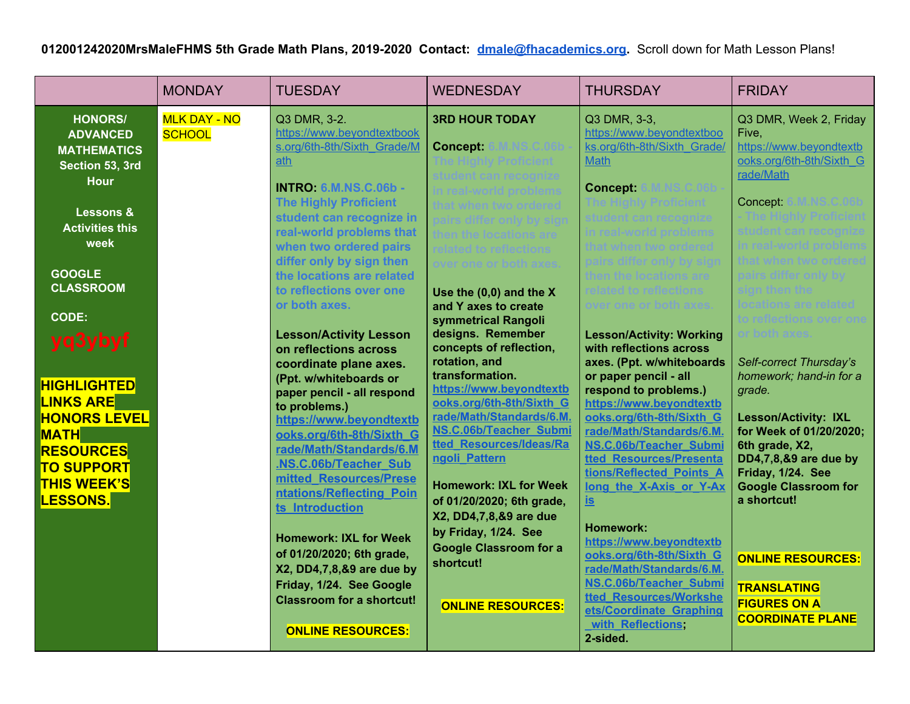**012001242020MrsMaleFHMS 5th Grade Math Plans, 2019-2020 Contact: dmale@fhacademics.org. Scroll down for Math Lesson Plans!**

| | MONDAY | TUESDAY | WEDNESDAY | THURSDAY | FRIDAY |
|---|---|---|---|---|---|
| **HONORS/ ADVANCED MATHEMATICS Section 53, 3rd Hour**<br><br>**Lessons & Activities this week**<br><br>**GOOGLE CLASSROOM**<br><br>**CODE:**<br>**yq3ybyf**<br><br>**HIGHLIGHTED LINKS ARE HONORS LEVEL MATH RESOURCES TO SUPPORT THIS WEEK'S LESSONS.** | MLK DAY - NO SCHOOL | Q3 DMR, 3-2. https://www.beyondtextbooks.org/6th-8th/Sixth_Grade/Math<br><br>**INTRO: 6.M.NS.C.06b - The Highly Proficient student can recognize in real-world problems that when two ordered pairs differ only by sign then the locations are related to reflections over one or both axes.**<br><br>**Lesson/Activity Lesson on reflections across coordinate plane axes. (Ppt. w/whiteboards or paper pencil - all respond to problems.)** https://www.beyondtextbooks.org/6th-8th/Sixth_Grade/Math/Standards/6.M.NS.C.06b/Teacher_Submitted_Resources/Presentations/Reflecting_Points_Introduction<br><br>**Homework: IXL for Week of 01/20/2020; 6th grade, X2, DD4,7,8,&9 are due by Friday, 1/24. See Google Classroom for a shortcut!**<br><br>**ONLINE RESOURCES:** | **3RD HOUR TODAY**<br><br>**Concept: 6.M.NS.C.06b - The Highly Proficient student can recognize in real-world problems that when two ordered pairs differ only by sign then the locations are related to reflections over one or both axes.**<br><br>**Use the (0,0) and the X and Y axes to create symmetrical Rangoli designs. Remember concepts of reflection, rotation, and transformation.** https://www.beyondtextbooks.org/6th-8th/Sixth_Grade/Math/Standards/6.M.NS.C.06b/Teacher_Submitted_Resources/Ideas/Rangoli_Pattern<br><br>**Homework: IXL for Week of 01/20/2020; 6th grade, X2, DD4,7,8,&9 are due by Friday, 1/24. See Google Classroom for a shortcut!**<br><br>**ONLINE RESOURCES:** | Q3 DMR, 3-3, https://www.beyondtextbooks.org/6th-8th/Sixth_Grade/Math<br><br>**Concept: 6.M.NS.C.06b - The Highly Proficient student can recognize in real-world problems that when two ordered pairs differ only by sign then the locations are related to reflections over one or both axes.**<br><br>**Lesson/Activity: Working with reflections across axes. (Ppt. w/whiteboards or paper pencil - all respond to problems.)** https://www.beyondtextbooks.org/6th-8th/Sixth_Grade/Math/Standards/6.M.NS.C.06b/Teacher_Submitted_Resources/Presentations/Reflected_Points_Along_the_X-Axis_or_Y-Axis<br><br>**Homework:** https://www.beyondtextbooks.org/6th-8th/Sixth_Grade/Math/Standards/6.M.NS.C.06b/Teacher_Submitted_Resources/Worksheets/Coordinate_Graphing_with_Reflections**; 2-sided.** | Q3 DMR, Week 2, Friday Five, https://www.beyondtextbooks.org/6th-8th/Sixth_Grade/Math<br><br>Concept: **6.M.NS.C.06b - The Highly Proficient student can recognize in real-world problems that when two ordered pairs differ only by sign then the locations are related to reflections over one or both axes.**<br><br>*Self-correct Thursday's homework; hand-in for a grade.*<br><br>**Lesson/Activity: IXL for Week of 01/20/2020; 6th grade, X2, DD4,7,8,&9 are due by Friday, 1/24. See Google Classroom for a shortcut!**<br><br>**ONLINE RESOURCES:**<br><br>**TRANSLATING FIGURES ON A COORDINATE PLANE** |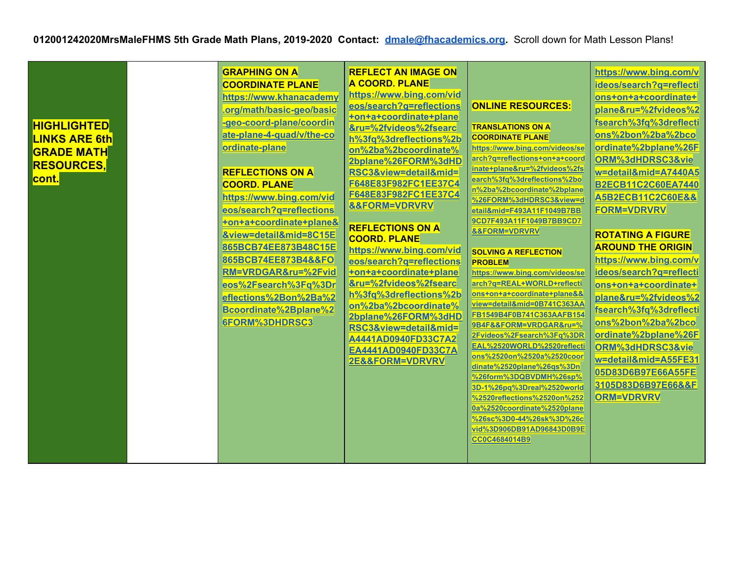**012001242020MrsMaleFHMS 5th Grade Math Plans, 2019-2020 Contact: dmale@fhacademics.org. Scroll down for Math Lesson Plans!**

| | | | | | |
|---|---|---|---|---|---|
| **HIGHLIGHTED LINKS ARE 6th GRADE MATH RESOURCES, cont.** | | **GRAPHING ON A COORDINATE PLANE** https://www.khanacademy.org/math/basic-geo/basic-geo-coord-plane/coordinate-plane-4-quad/v/the-coordinate-plane<br><br>**REFLECTIONS ON A COORD. PLANE** https://www.bing.com/videos/search?q=reflections+on+a+coordinate+plane&&view=detail&mid=8C15E865BCB74EE873B48C15E865BCB74EE873B4&&FORM=VRDGAR&ru=%2Fvideos%2Fsearch%3Fq%3Dreflections%2Bon%2Ba%2Bcoordinate%2Bplane%26FORM%3DHDRSC3 | **REFLECT AN IMAGE ON A COORD. PLANE** https://www.bing.com/videos/search?q=reflections+on+a+coordinate+plane&ru=%2fvideos%2fsearch%3fq%3dreflections%2bon%2ba%2bcoordinate%2bplane%26FORM%3dHDRSC3&view=detail&mid=F648E83F982FC1EE37C4F648E83F982FC1EE37C4&&FORM=VDRVRV<br><br>**REFLECTIONS ON A COORD. PLANE** https://www.bing.com/videos/search?q=reflections+on+a+coordinate+plane&ru=%2fvideos%2fsearch%3fq%3dreflections%2bon%2ba%2bcoordinate%2bplane%26FORM%3dHDRSC3&view=detail&mid=A4441AD0940FD33C7A2EA4441AD0940FD33C7A2E&&FORM=VDRVRV | **ONLINE RESOURCES:**<br><br>**TRANSLATIONS ON A COORDINATE PLANE** https://www.bing.com/videos/search?q=reflections+on+a+coordinate+plane&ru=%2fvideos%2fsearch%3fq%3dreflections%2bon%2ba%2bcoordinate%2bplane%26FORM%3dHDRSC3&view=detail&mid=F493A11F1049B7BB9CD7F493A11F1049B7BB9CD7&&FORM=VDRVRV<br><br>**SOLVING A REFLECTION PROBLEM** https://www.bing.com/videos/search?q=REAL+WORLD+reflections+on+a+coordinate+plane&&view=detail&mid=0B741C363AAFB1549B4F0B741C363AAFB1549B4F&&FORM=VRDGAR&ru=%2Fvideos%2Fsearch%3Fq%3DREAL%2520WORLD%2520reflections%2520on%2520a%2520coordinate%2520plane%26qs%3Dn%26form%3DQBVDMH%26sp%3D-1%26pq%3Dreal%2520world%2520reflections%2520on%2520a%2520coordinate%2520plane%26sc%3D0-44%26sk%3D%26cvid%3D906DB91AD96843D0B9ECC0C4684014B9 | https://www.bing.com/videos/search?q=reflections+on+a+coordinate+plane&ru=%2fvideos%2fsearch%3fq%3dreflections%2bon%2ba%2bcoordinate%2bplane%26FORM%3dHDRSC3&view=detail&mid=A7440A5B2ECB11C2C60EA7440A5B2ECB11C2C60E&&FORM=VDRVRV<br><br>**ROTATING A FIGURE AROUND THE ORIGIN** https://www.bing.com/videos/search?q=reflections+on+a+coordinate+plane&ru=%2fvideos%2fsearch%3fq%3dreflections%2bon%2ba%2bcoordinate%2bplane%26FORM%3dHDRSC3&view=detail&mid=A55FE3105D83D6B97E66A55FE3105D83D6B97E66&&FORM=VDRVRV |